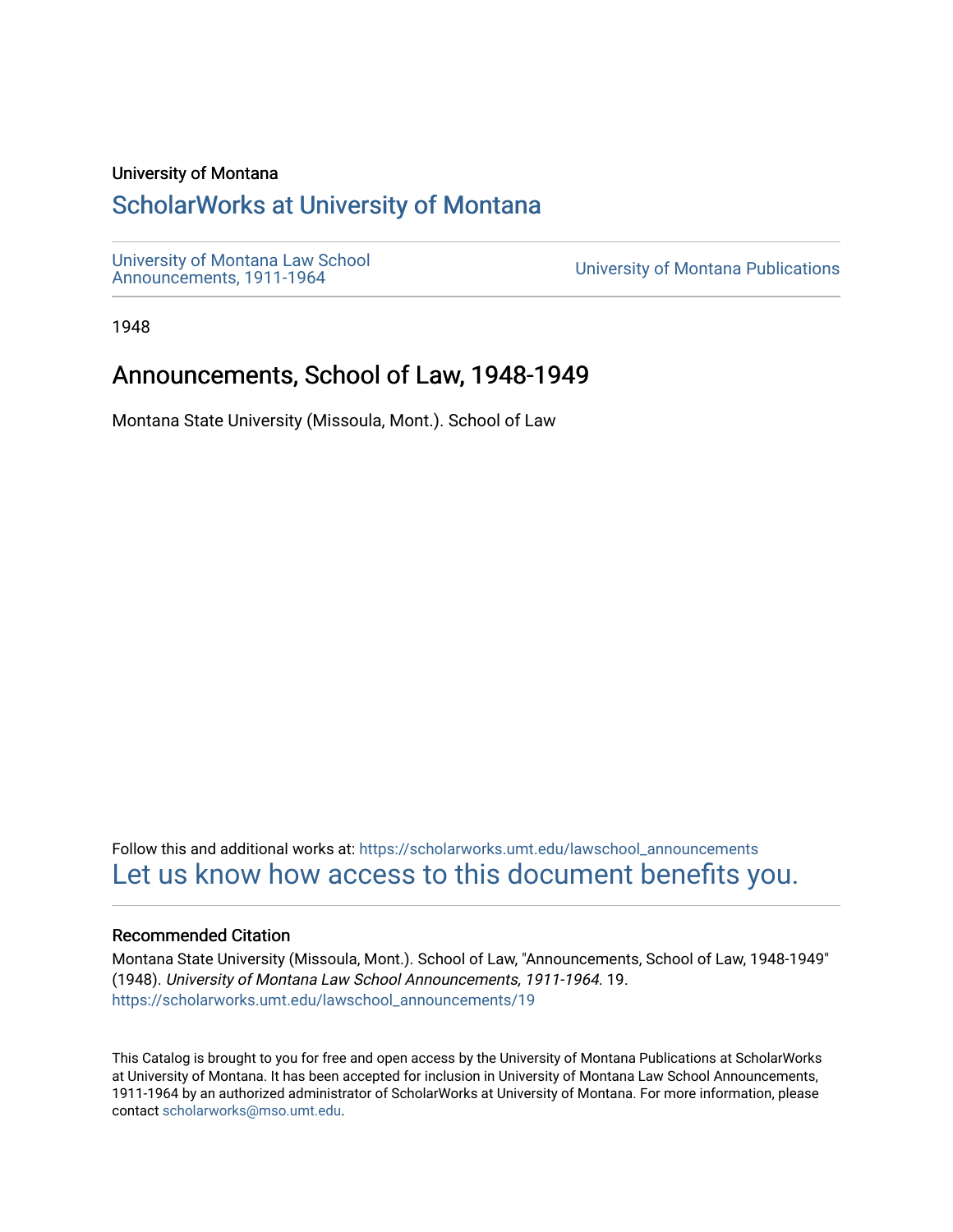University of Montana

# ScholarWorks at University of Montana

University of Montana Law School Announcements, 1911-1964

University of Montana Publications

1948

## Announcements, School of Law, 1948-1949

Montana State University (Missoula, Mont.). School of Law

Follow this and additional works at: https://scholarworks.umt.edu/lawschool_announcements

Let us know how access to this document benefits you.

### Recommended Citation

Montana State University (Missoula, Mont.). School of Law, "Announcements, School of Law, 1948-1949" (1948). *University of Montana Law School Announcements, 1911-1964*. 19.
https://scholarworks.umt.edu/lawschool_announcements/19

This Catalog is brought to you for free and open access by the University of Montana Publications at ScholarWorks at University of Montana. It has been accepted for inclusion in University of Montana Law School Announcements, 1911-1964 by an authorized administrator of ScholarWorks at University of Montana. For more information, please contact scholarworks@mso.umt.edu.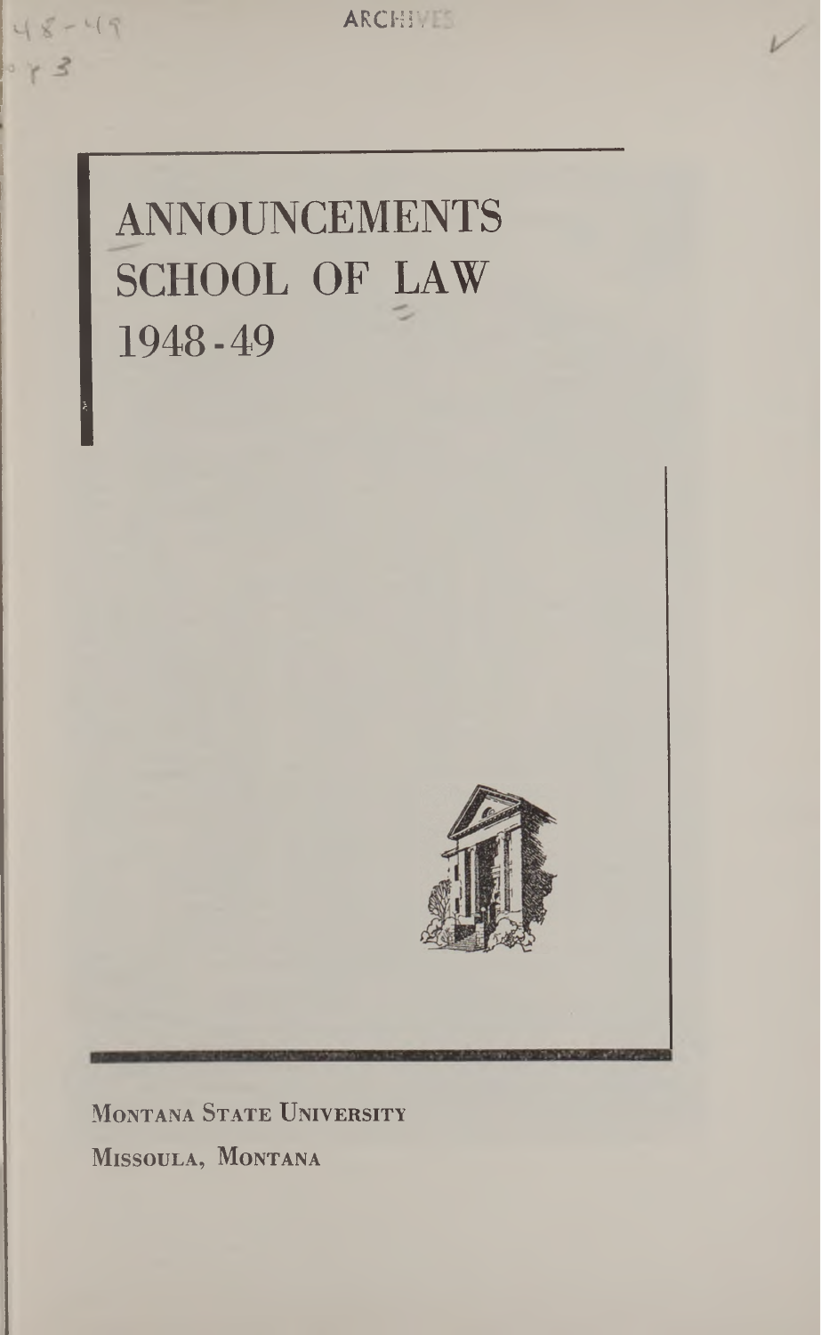ARCHIVES

# ANNOUNCEMENTS
# SCHOOL OF LAW
# 1948-49

MONTANA STATE UNIVERSITY

MISSOULA, MONTANA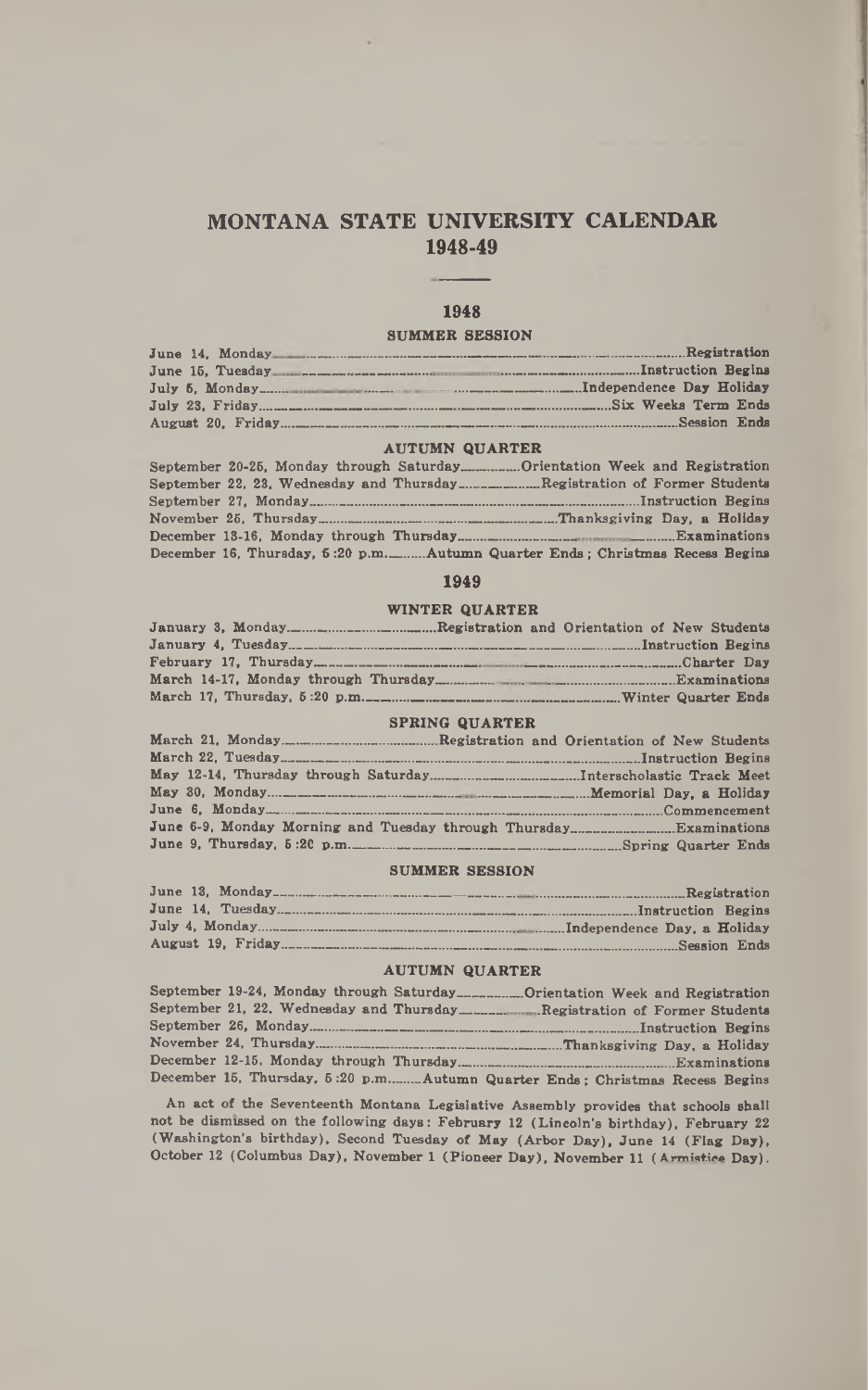# MONTANA STATE UNIVERSITY CALENDAR 1948-49

## 1948

### SUMMER SESSION

| | |
|---|---|
| June 14, Monday | Registration |
| June 15, Tuesday | Instruction Begins |
| July 5, Monday | Independence Day Holiday |
| July 23, Friday | Six Weeks Term Ends |
| August 20, Friday | Session Ends |

### AUTUMN QUARTER

| | |
|---|---|
| September 20-25, Monday through Saturday | Orientation Week and Registration |
| September 22, 23, Wednesday and Thursday | Registration of Former Students |
| September 27, Monday | Instruction Begins |
| November 25, Thursday | Thanksgiving Day, a Holiday |
| December 13-16, Monday through Thursday | Examinations |
| December 16, Thursday, 5:20 p.m. | Autumn Quarter Ends; Christmas Recess Begins |

## 1949

### WINTER QUARTER

| | |
|---|---|
| January 3, Monday | Registration and Orientation of New Students |
| January 4, Tuesday | Instruction Begins |
| February 17, Thursday | Charter Day |
| March 14-17, Monday through Thursday | Examinations |
| March 17, Thursday, 5:20 p.m. | Winter Quarter Ends |

### SPRING QUARTER

| | |
|---|---|
| March 21, Monday | Registration and Orientation of New Students |
| March 22, Tuesday | Instruction Begins |
| May 12-14, Thursday through Saturday | Interscholastic Track Meet |
| May 30, Monday | Memorial Day, a Holiday |
| June 6, Monday | Commencement |
| June 6-9, Monday Morning and Tuesday through Thursday | Examinations |
| June 9, Thursday, 5:20 p.m. | Spring Quarter Ends |

### SUMMER SESSION

| | |
|---|---|
| June 13, Monday | Registration |
| June 14, Tuesday | Instruction Begins |
| July 4, Monday | Independence Day, a Holiday |
| August 19, Friday | Session Ends |

### AUTUMN QUARTER

| | |
|---|---|
| September 19-24, Monday through Saturday | Orientation Week and Registration |
| September 21, 22, Wednesday and Thursday | Registration of Former Students |
| September 26, Monday | Instruction Begins |
| November 24, Thursday | Thanksgiving Day, a Holiday |
| December 12-15, Monday through Thursday | Examinations |
| December 15, Thursday, 5:20 p.m. | Autumn Quarter Ends; Christmas Recess Begins |

An act of the Seventeenth Montana Legislative Assembly provides that schools shall not be dismissed on the following days: February 12 (Lincoln's birthday), February 22 (Washington's birthday), Second Tuesday of May (Arbor Day), June 14 (Flag Day), October 12 (Columbus Day), November 1 (Pioneer Day), November 11 (Armistice Day).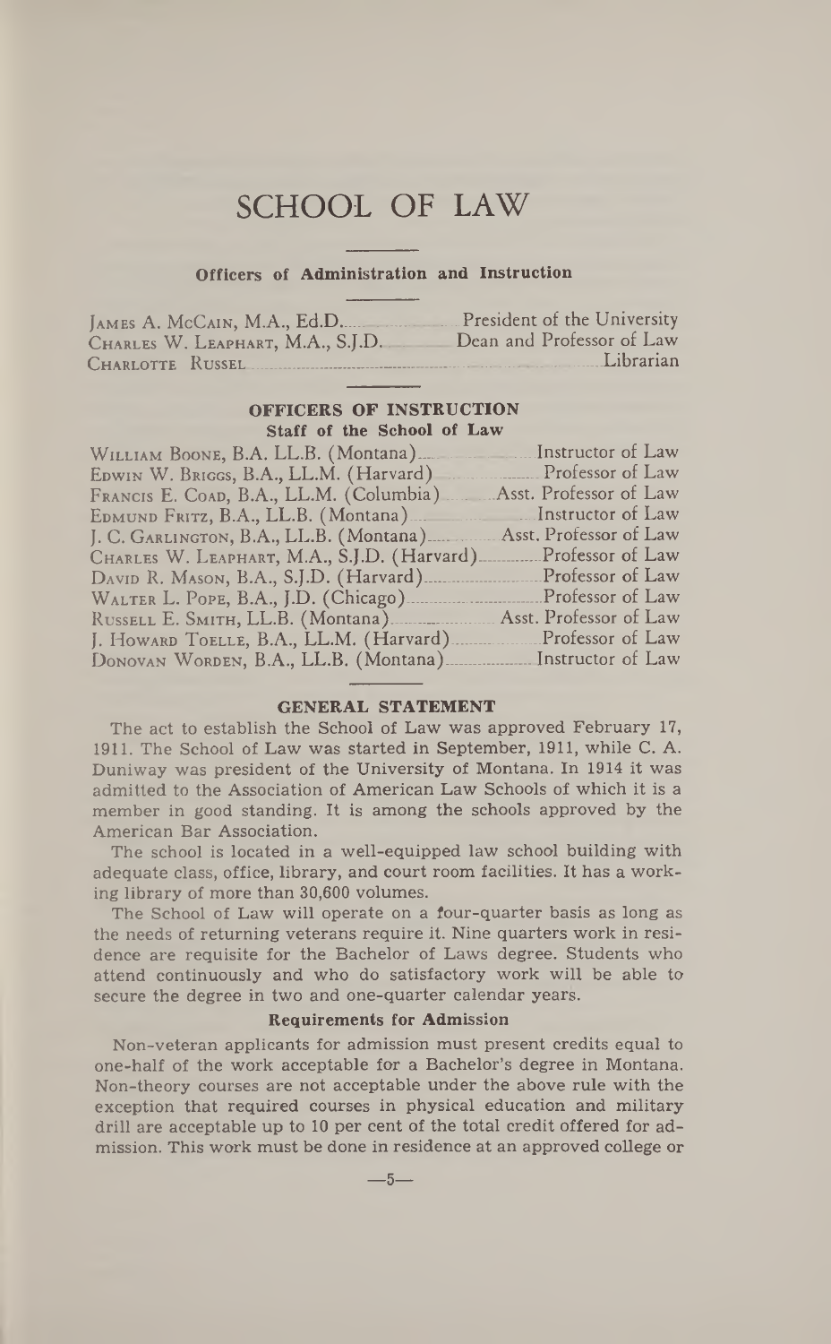# SCHOOL OF LAW

## Officers of Administration and Instruction

| | |
|---|---|
| JAMES A. MCCAIN, M.A., Ed.D. | President of the University |
| CHARLES W. LEAPHART, M.A., S.J.D. | Dean and Professor of Law |
| CHARLOTTE RUSSEL | Librarian |

## OFFICERS OF INSTRUCTION

### Staff of the School of Law

| | |
|---|---|
| WILLIAM BOONE, B.A. LL.B. (Montana) | Instructor of Law |
| EDWIN W. BRIGGS, B.A., LL.M. (Harvard) | Professor of Law |
| FRANCIS E. COAD, B.A., LL.M. (Columbia) | Asst. Professor of Law |
| EDMUND FRITZ, B.A., LL.B. (Montana) | Instructor of Law |
| J. C. GARLINGTON, B.A., LL.B. (Montana) | Asst. Professor of Law |
| CHARLES W. LEAPHART, M.A., S.J.D. (Harvard) | Professor of Law |
| DAVID R. MASON, B.A., S.J.D. (Harvard) | Professor of Law |
| WALTER L. POPE, B.A., J.D. (Chicago) | Professor of Law |
| RUSSELL E. SMITH, LL.B. (Montana) | Asst. Professor of Law |
| J. HOWARD TOELLE, B.A., LL.M. (Harvard) | Professor of Law |
| DONOVAN WORDEN, B.A., LL.B. (Montana) | Instructor of Law |

## GENERAL STATEMENT

The act to establish the School of Law was approved February 17, 1911. The School of Law was started in September, 1911, while C. A. Duniway was president of the University of Montana. In 1914 it was admitted to the Association of American Law Schools of which it is a member in good standing. It is among the schools approved by the American Bar Association.

The school is located in a well-equipped law school building with adequate class, office, library, and court room facilities. It has a working library of more than 30,600 volumes.

The School of Law will operate on a four-quarter basis as long as the needs of returning veterans require it. Nine quarters work in residence are requisite for the Bachelor of Laws degree. Students who attend continuously and who do satisfactory work will be able to secure the degree in two and one-quarter calendar years.

### Requirements for Admission

Non-veteran applicants for admission must present credits equal to one-half of the work acceptable for a Bachelor's degree in Montana. Non-theory courses are not acceptable under the above rule with the exception that required courses in physical education and military drill are acceptable up to 10 per cent of the total credit offered for admission. This work must be done in residence at an approved college or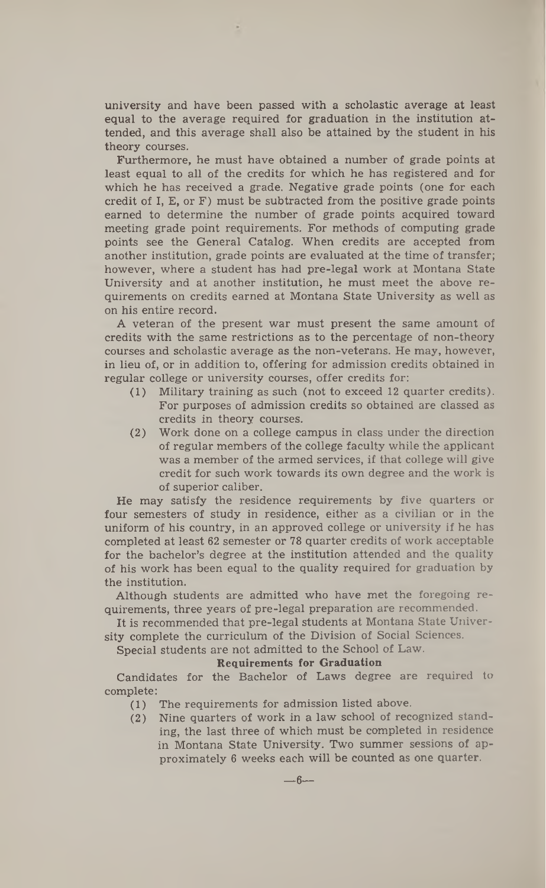university and have been passed with a scholastic average at least equal to the average required for graduation in the institution attended, and this average shall also be attained by the student in his theory courses.

Furthermore, he must have obtained a number of grade points at least equal to all of the credits for which he has registered and for which he has received a grade. Negative grade points (one for each credit of I, E, or F) must be subtracted from the positive grade points earned to determine the number of grade points acquired toward meeting grade point requirements. For methods of computing grade points see the General Catalog. When credits are accepted from another institution, grade points are evaluated at the time of transfer; however, where a student has had pre-legal work at Montana State University and at another institution, he must meet the above requirements on credits earned at Montana State University as well as on his entire record.

A veteran of the present war must present the same amount of credits with the same restrictions as to the percentage of non-theory courses and scholastic average as the non-veterans. He may, however, in lieu of, or in addition to, offering for admission credits obtained in regular college or university courses, offer credits for:

(1) Military training as such (not to exceed 12 quarter credits). For purposes of admission credits so obtained are classed as credits in theory courses.

(2) Work done on a college campus in class under the direction of regular members of the college faculty while the applicant was a member of the armed services, if that college will give credit for such work towards its own degree and the work is of superior caliber.

He may satisfy the residence requirements by five quarters or four semesters of study in residence, either as a civilian or in the uniform of his country, in an approved college or university if he has completed at least 62 semester or 78 quarter credits of work acceptable for the bachelor's degree at the institution attended and the quality of his work has been equal to the quality required for graduation by the institution.

Although students are admitted who have met the foregoing requirements, three years of pre-legal preparation are recommended.

It is recommended that pre-legal students at Montana State University complete the curriculum of the Division of Social Sciences.

Special students are not admitted to the School of Law.

**Requirements for Graduation**

Candidates for the Bachelor of Laws degree are required to complete:

(1) The requirements for admission listed above.

(2) Nine quarters of work in a law school of recognized standing, the last three of which must be completed in residence in Montana State University. Two summer sessions of approximately 6 weeks each will be counted as one quarter.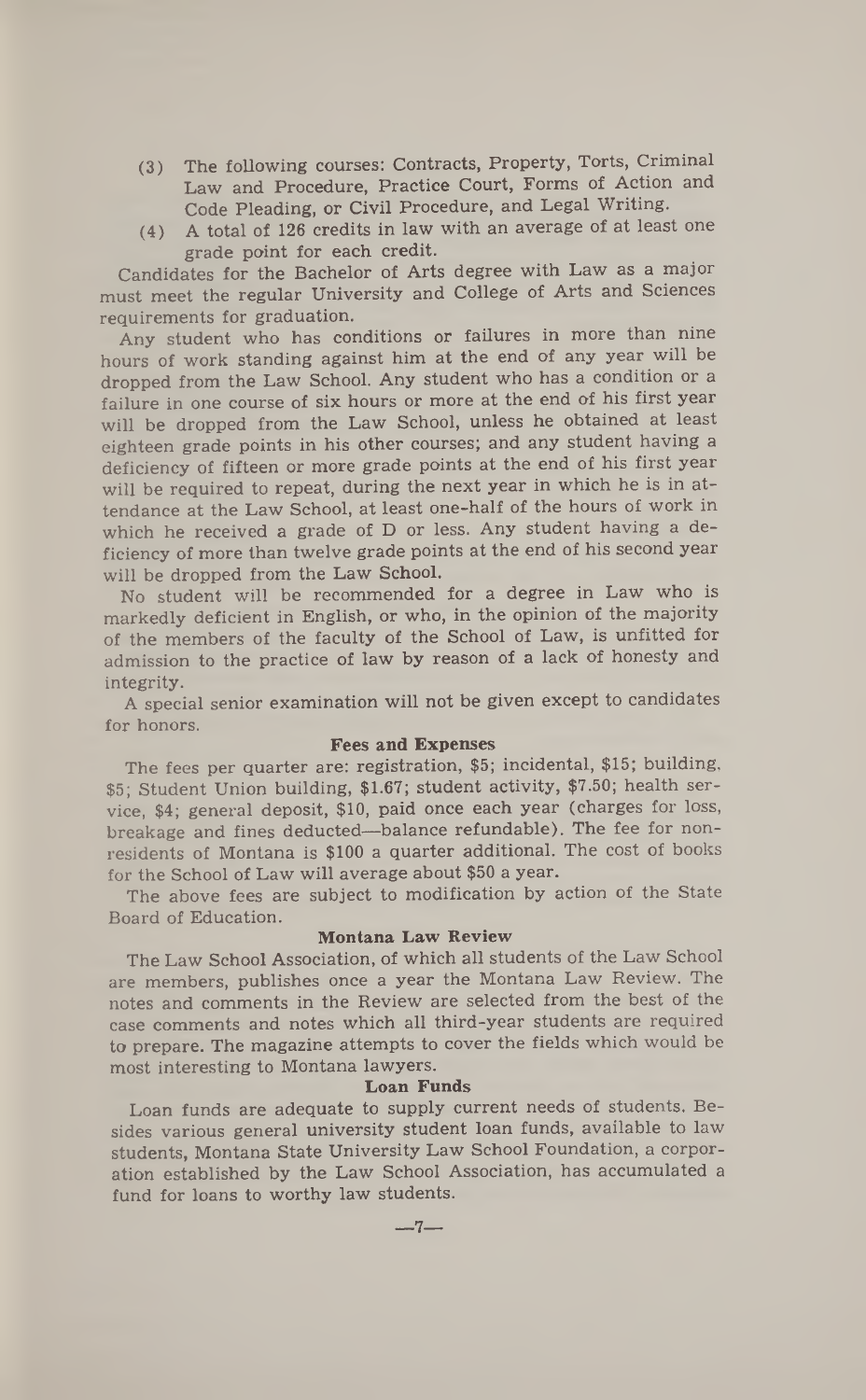(3) The following courses: Contracts, Property, Torts, Criminal Law and Procedure, Practice Court, Forms of Action and Code Pleading, or Civil Procedure, and Legal Writing.

(4) A total of 126 credits in law with an average of at least one grade point for each credit.

Candidates for the Bachelor of Arts degree with Law as a major must meet the regular University and College of Arts and Sciences requirements for graduation.

Any student who has conditions or failures in more than nine hours of work standing against him at the end of any year will be dropped from the Law School. Any student who has a condition or a failure in one course of six hours or more at the end of his first year will be dropped from the Law School, unless he obtained at least eighteen grade points in his other courses; and any student having a deficiency of fifteen or more grade points at the end of his first year will be required to repeat, during the next year in which he is in attendance at the Law School, at least one-half of the hours of work in which he received a grade of D or less. Any student having a deficiency of more than twelve grade points at the end of his second year will be dropped from the Law School.

No student will be recommended for a degree in Law who is markedly deficient in English, or who, in the opinion of the majority of the members of the faculty of the School of Law, is unfitted for admission to the practice of law by reason of a lack of honesty and integrity.

A special senior examination will not be given except to candidates for honors.

### Fees and Expenses

The fees per quarter are: registration, $5; incidental, $15; building, $5; Student Union building, $1.67; student activity, $7.50; health service, $4; general deposit, $10, paid once each year (charges for loss, breakage and fines deducted—balance refundable). The fee for nonresidents of Montana is $100 a quarter additional. The cost of books for the School of Law will average about $50 a year.

The above fees are subject to modification by action of the State Board of Education.

### Montana Law Review

The Law School Association, of which all students of the Law School are members, publishes once a year the Montana Law Review. The notes and comments in the Review are selected from the best of the case comments and notes which all third-year students are required to prepare. The magazine attempts to cover the fields which would be most interesting to Montana lawyers.

### Loan Funds

Loan funds are adequate to supply current needs of students. Besides various general university student loan funds, available to law students, Montana State University Law School Foundation, a corporation established by the Law School Association, has accumulated a fund for loans to worthy law students.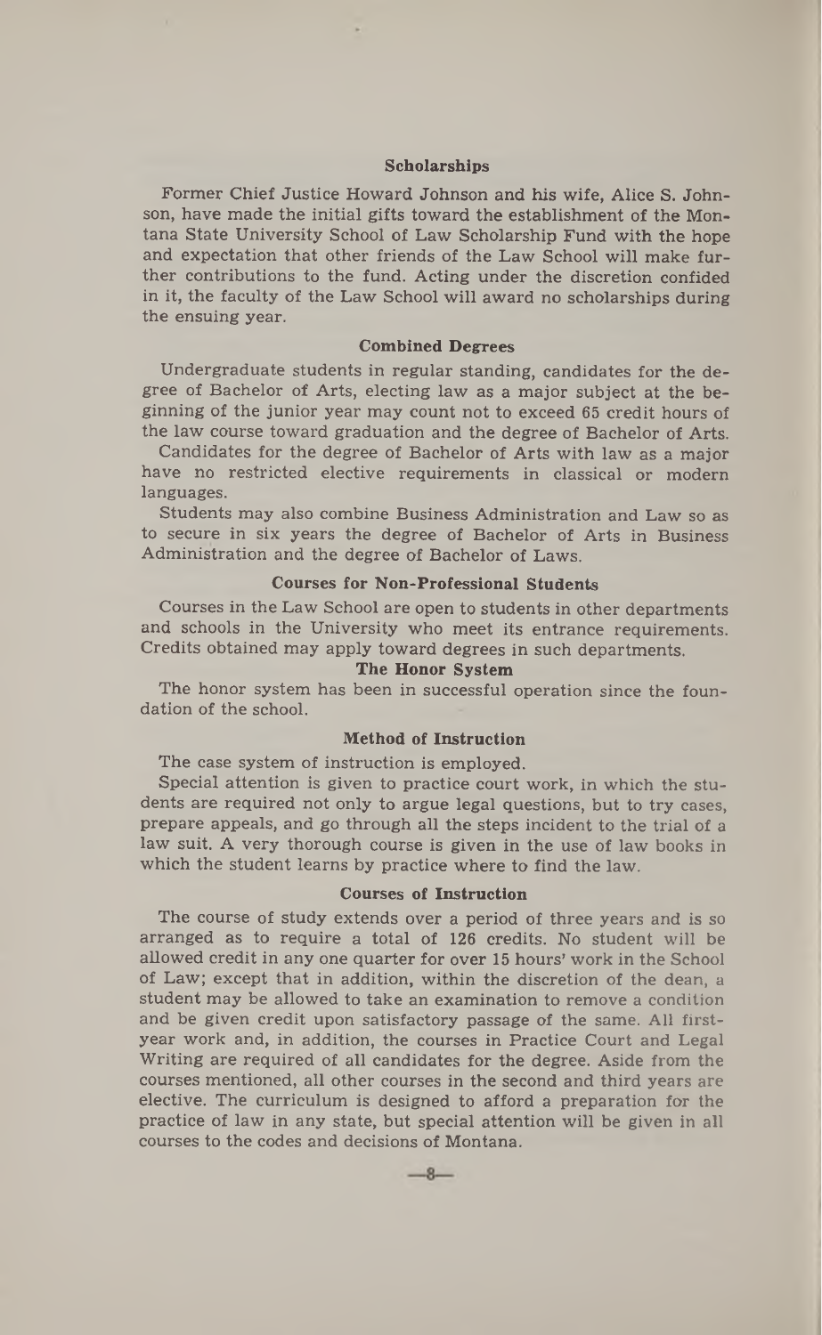## Scholarships

Former Chief Justice Howard Johnson and his wife, Alice S. Johnson, have made the initial gifts toward the establishment of the Montana State University School of Law Scholarship Fund with the hope and expectation that other friends of the Law School will make further contributions to the fund. Acting under the discretion confided in it, the faculty of the Law School will award no scholarships during the ensuing year.

## Combined Degrees

Undergraduate students in regular standing, candidates for the degree of Bachelor of Arts, electing law as a major subject at the beginning of the junior year may count not to exceed 65 credit hours of the law course toward graduation and the degree of Bachelor of Arts.

Candidates for the degree of Bachelor of Arts with law as a major have no restricted elective requirements in classical or modern languages.

Students may also combine Business Administration and Law so as to secure in six years the degree of Bachelor of Arts in Business Administration and the degree of Bachelor of Laws.

## Courses for Non-Professional Students

Courses in the Law School are open to students in other departments and schools in the University who meet its entrance requirements. Credits obtained may apply toward degrees in such departments.

## The Honor System

The honor system has been in successful operation since the foundation of the school.

## Method of Instruction

The case system of instruction is employed.

Special attention is given to practice court work, in which the students are required not only to argue legal questions, but to try cases, prepare appeals, and go through all the steps incident to the trial of a law suit. A very thorough course is given in the use of law books in which the student learns by practice where to find the law.

## Courses of Instruction

The course of study extends over a period of three years and is so arranged as to require a total of 126 credits. No student will be allowed credit in any one quarter for over 15 hours' work in the School of Law; except that in addition, within the discretion of the dean, a student may be allowed to take an examination to remove a condition and be given credit upon satisfactory passage of the same. All first-year work and, in addition, the courses in Practice Court and Legal Writing are required of all candidates for the degree. Aside from the courses mentioned, all other courses in the second and third years are elective. The curriculum is designed to afford a preparation for the practice of law in any state, but special attention will be given in all courses to the codes and decisions of Montana.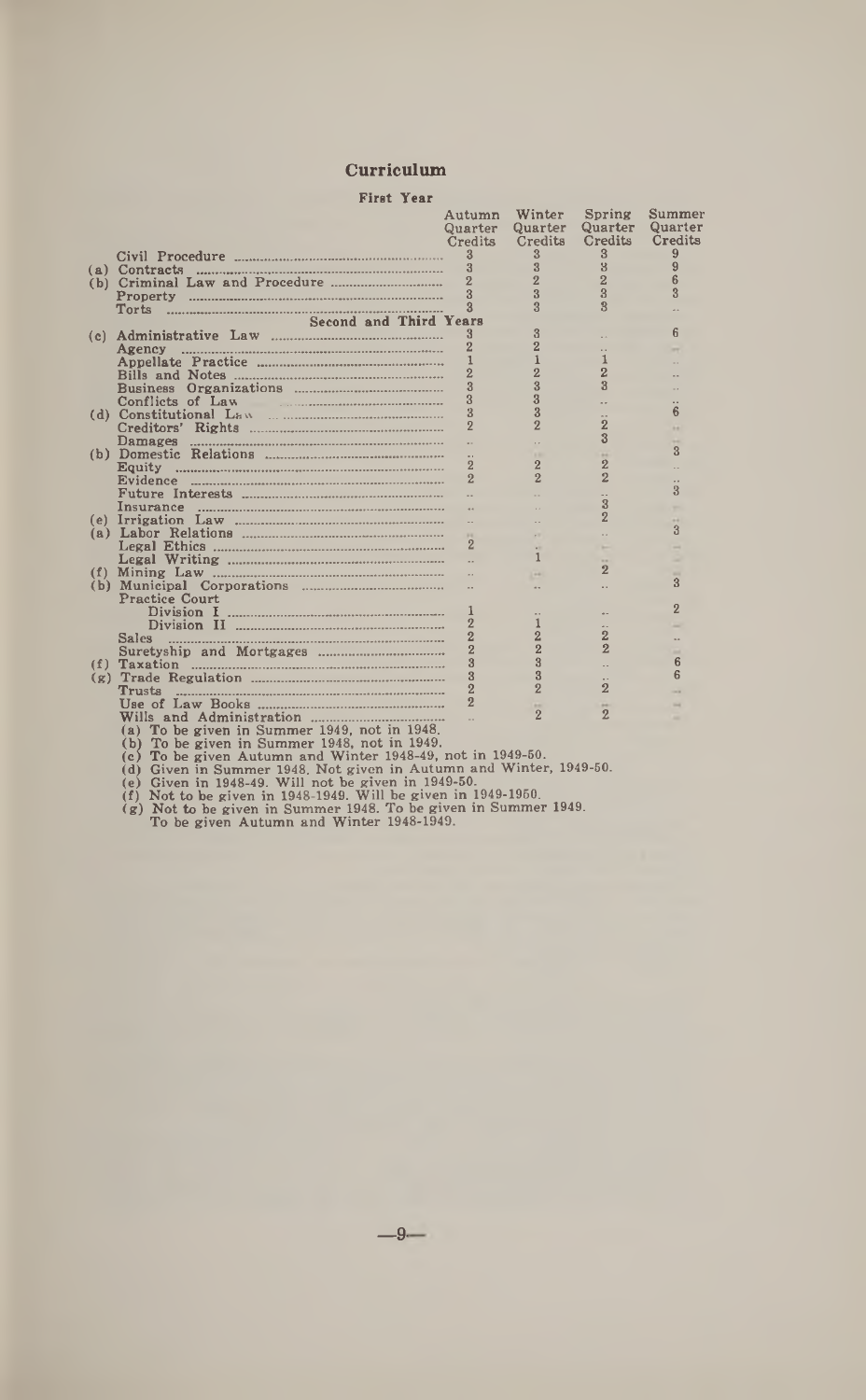## Curriculum

### First Year

| | Autumn Quarter Credits | Winter Quarter Credits | Spring Quarter Credits | Summer Quarter Credits |
|---|---|---|---|---|
| Civil Procedure | 3 | 3 | 3 | 9 |
| (a) Contracts | 3 | 3 | 3 | 9 |
| (b) Criminal Law and Procedure | 2 | 2 | 2 | 6 |
| Property | 3 | 3 | 3 | 3 |
| Torts | 3 | 3 | 3 | .. |
| **Second and Third Years** | | | | |
| (c) Administrative Law | 3 | 3 | .. | 6 |
| Agency | 2 | 2 | .. | .. |
| Appellate Practice | 1 | 1 | 1 | .. |
| Bills and Notes | 2 | 2 | 2 | .. |
| Business Organizations | 3 | 3 | 3 | .. |
| Conflicts of Law | 3 | 3 | .. | .. |
| (d) Constitutional Law | 3 | 3 | .. | 6 |
| Creditors' Rights | 2 | 2 | 2 | .. |
| Damages | .. | .. | 3 | .. |
| (b) Domestic Relations | .. | .. | .. | 3 |
| Equity | 2 | 2 | 2 | .. |
| Evidence | 2 | 2 | 2 | .. |
| Future Interests | .. | .. | .. | 3 |
| Insurance | .. | .. | 3 | .. |
| (e) Irrigation Law | .. | .. | 2 | .. |
| (a) Labor Relations | .. | .. | .. | 3 |
| Legal Ethics | 2 | .. | .. | .. |
| Legal Writing | .. | 1 | .. | .. |
| (f) Mining Law | .. | .. | 2 | .. |
| (b) Municipal Corporations | .. | .. | .. | 3 |
| Practice Court | | | | |
| Division I | 1 | .. | .. | 2 |
| Division II | 2 | 1 | .. | .. |
| Sales | 2 | 2 | 2 | .. |
| Suretyship and Mortgages | 2 | 2 | 2 | .. |
| (f) Taxation | 3 | 3 | .. | 6 |
| (g) Trade Regulation | 3 | 3 | .. | 6 |
| Trusts | 2 | 2 | 2 | .. |
| Use of Law Books | 2 | .. | .. | .. |
| Wills and Administration | .. | 2 | 2 | .. |

(a) To be given in Summer 1949, not in 1948.
(b) To be given in Summer 1948, not in 1949.
(c) To be given Autumn and Winter 1948-49, not in 1949-50.
(d) Given in Summer 1948. Not given in Autumn and Winter, 1949-50.
(e) Given in 1948-49. Will not be given in 1949-50.
(f) Not to be given in 1948-1949. Will be given in 1949-1950.
(g) Not to be given in Summer 1948. To be given in Summer 1949.
To be given Autumn and Winter 1948-1949.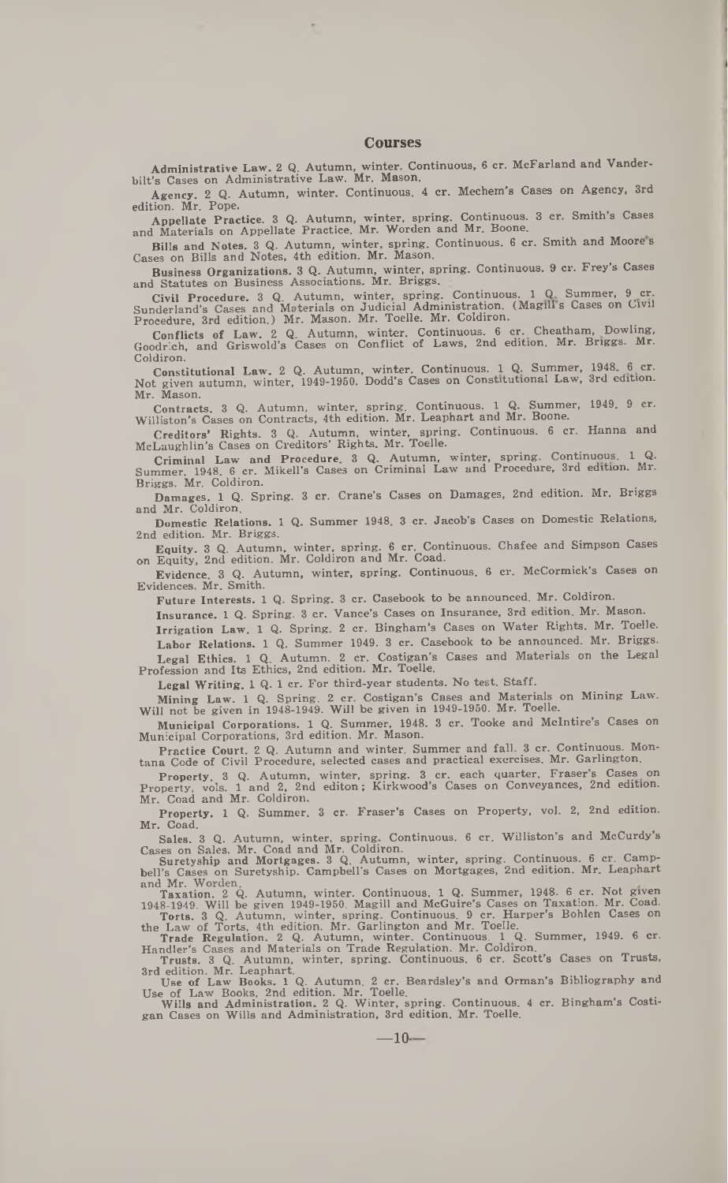## Courses

**Administrative Law.** 2 Q. Autumn, winter. Continuous, 6 cr. McFarland and Vanderbilt's Cases on Administrative Law. Mr. Mason.

**Agency.** 2 Q. Autumn, winter. Continuous. 4 cr. Mechem's Cases on Agency, 3rd edition. Mr. Pope.

**Appellate Practice.** 3 Q. Autumn, winter, spring. Continuous. 3 cr. Smith's Cases and Materials on Appellate Practice. Mr. Worden and Mr. Boone.

**Bills and Notes.** 3 Q. Autumn, winter, spring. Continuous. 6 cr. Smith and Moore's Cases on Bills and Notes, 4th edition. Mr. Mason.

**Business Organizations.** 3 Q. Autumn, winter, spring. Continuous. 9 cr. Frey's Cases and Statutes on Business Associations. Mr. Briggs.

**Civil Procedure.** 3 Q. Autumn, winter, spring. Continuous. 1 Q. Summer, 9 cr. Sunderland's Cases and Materials on Judicial Administration. (Magill's Cases on Civil Procedure, 3rd edition.) Mr. Mason. Mr. Toelle. Mr. Coldiron.

**Conflicts of Law.** 2 Q. Autumn, winter. Continuous. 6 cr. Cheatham, Dowling, Goodrich, and Griswold's Cases on Conflict of Laws, 2nd edition. Mr. Briggs. Mr. Coldiron.

**Constitutional Law.** 2 Q. Autumn, winter. Continuous. 1 Q. Summer, 1948. 6 cr. Not given autumn, winter, 1949-1950. Dodd's Cases on Constitutional Law, 3rd edition. Mr. Mason.

**Contracts.** 3 Q. Autumn, winter, spring. Continuous. 1 Q. Summer, 1949. 9 cr. Williston's Cases on Contracts, 4th edition. Mr. Leaphart and Mr. Boone.

**Creditors' Rights.** 3 Q. Autumn, winter, spring. Continuous. 6 cr. Hanna and McLaughlin's Cases on Creditors' Rights. Mr. Toelle.

**Criminal Law and Procedure.** 3 Q. Autumn, winter, spring. Continuous. 1 Q. Summer, 1948. 6 cr. Mikell's Cases on Criminal Law and Procedure, 3rd edition. Mr. Briggs. Mr. Coldiron.

**Damages.** 1 Q. Spring. 3 cr. Crane's Cases on Damages, 2nd edition. Mr. Briggs and Mr. Coldiron.

**Domestic Relations.** 1 Q. Summer 1948. 3 cr. Jacob's Cases on Domestic Relations, 2nd edition. Mr. Briggs.

**Equity.** 3 Q. Autumn, winter, spring. 6 cr. Continuous. Chafee and Simpson Cases on Equity, 2nd edition. Mr. Coldiron and Mr. Coad.

**Evidence.** 3 Q. Autumn, winter, spring. Continuous. 6 cr. McCormick's Cases on Evidences. Mr. Smith.

**Future Interests.** 1 Q. Spring. 3 cr. Casebook to be announced. Mr. Coldiron.

**Insurance.** 1 Q. Spring. 3 cr. Vance's Cases on Insurance, 3rd edition. Mr. Mason.

**Irrigation Law.** 1 Q. Spring. 2 cr. Bingham's Cases on Water Rights. Mr. Toelle.

**Labor Relations.** 1 Q. Summer 1949. 3 cr. Casebook to be announced. Mr. Briggs.

**Legal Ethics.** 1 Q. Autumn. 2 cr. Costigan's Cases and Materials on the Legal Profession and Its Ethics, 2nd edition. Mr. Toelle.

**Legal Writing.** 1 Q. 1 cr. For third-year students. No test. Staff.

**Mining Law.** 1 Q. Spring. 2 cr. Costigan's Cases and Materials on Mining Law. Will not be given in 1948-1949. Will be given in 1949-1950. Mr. Toelle.

**Municipal Corporations.** 1 Q. Summer, 1948. 3 cr. Tooke and McIntire's Cases on Municipal Corporations, 3rd edition. Mr. Mason.

**Practice Court.** 2 Q. Autumn and winter. Summer and fall. 3 cr. Continuous. Montana Code of Civil Procedure, selected cases and practical exercises. Mr. Garlington.

**Property.** 3 Q. Autumn, winter, spring. 3 cr. each quarter. Fraser's Cases on Property, vols. 1 and 2, 2nd editon; Kirkwood's Cases on Conveyances, 2nd edition. Mr. Coad and Mr. Coldiron.

**Property.** 1 Q. Summer. 3 cr. Fraser's Cases on Property, vol. 2, 2nd edition. Mr. Coad.

**Sales.** 3 Q. Autumn, winter, spring. Continuous. 6 cr. Williston's and McCurdy's Cases on Sales. Mr. Coad and Mr. Coldiron.

**Suretyship and Mortgages.** 3 Q. Autumn, winter, spring. Continuous. 6 cr. Campbell's Cases on Suretyship. Campbell's Cases on Mortgages, 2nd edition. Mr. Leaphart and Mr. Worden.

**Taxation.** 2 Q. Autumn, winter. Continuous. 1 Q. Summer, 1948. 6 cr. Not given 1948-1949. Will be given 1949-1950. Magill and McGuire's Cases on Taxation. Mr. Coad.

**Torts.** 3 Q. Autumn, winter, spring. Continuous. 9 cr. Harper's Bohlen Cases on the Law of Torts, 4th edition. Mr. Garlington and Mr. Toelle.

**Trade Regulation.** 2 Q. Autumn, winter. Continuous. 1 Q. Summer, 1949. 6 cr. Handler's Cases and Materials on Trade Regulation. Mr. Coldiron.

**Trusts.** 3 Q. Autumn, winter, spring. Continuous. 6 cr. Scott's Cases on Trusts, 3rd edition. Mr. Leaphart.

**Use of Law Books.** 1 Q. Autumn. 2 cr. Beardsley's and Orman's Bibliography and Use of Law Books, 2nd edition. Mr. Toelle.

**Wills and Administration.** 2 Q. Winter, spring. Continuous. 4 cr. Bingham's Costigan Cases on Wills and Administration, 3rd edition. Mr. Toelle.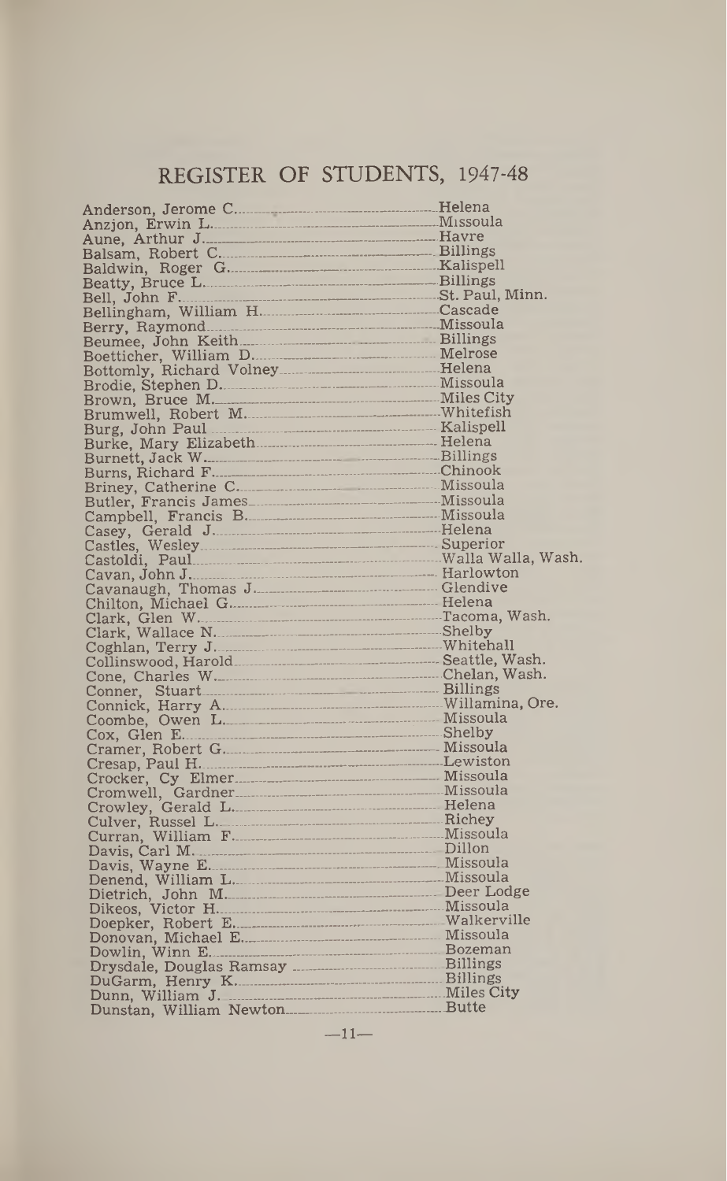# REGISTER OF STUDENTS, 1947-48

| Name | Hometown |
|---|---|
| Anderson, Jerome C. | Helena |
| Anzjon, Erwin L. | Missoula |
| Aune, Arthur J. | Havre |
| Balsam, Robert C. | Billings |
| Baldwin, Roger G. | Kalispell |
| Beatty, Bruce L. | Billings |
| Bell, John F. | St. Paul, Minn. |
| Bellingham, William H. | Cascade |
| Berry, Raymond | Missoula |
| Beumee, John Keith | Billings |
| Boetticher, William D. | Melrose |
| Bottomly, Richard Volney | Helena |
| Brodie, Stephen D. | Missoula |
| Brown, Bruce M. | Miles City |
| Brumwell, Robert M. | Whitefish |
| Burg, John Paul | Kalispell |
| Burke, Mary Elizabeth | Helena |
| Burnett, Jack W. | Billings |
| Burns, Richard F. | Chinook |
| Briney, Catherine C. | Missoula |
| Butler, Francis James | Missoula |
| Campbell, Francis B. | Missoula |
| Casey, Gerald J. | Helena |
| Castles, Wesley | Superior |
| Castoldi, Paul | Walla Walla, Wash. |
| Cavan, John J. | Harlowton |
| Cavanaugh, Thomas J. | Glendive |
| Chilton, Michael G. | Helena |
| Clark, Glen W. | Tacoma, Wash. |
| Clark, Wallace N. | Shelby |
| Coghlan, Terry J. | Whitehall |
| Collinswood, Harold | Seattle, Wash. |
| Cone, Charles W. | Chelan, Wash. |
| Conner, Stuart | Billings |
| Connick, Harry A. | Willamina, Ore. |
| Coombe, Owen L. | Missoula |
| Cox, Glen E. | Shelby |
| Cramer, Robert G. | Missoula |
| Cresap, Paul H. | Lewiston |
| Crocker, Cy Elmer | Missoula |
| Cromwell, Gardner | Missoula |
| Crowley, Gerald L. | Helena |
| Culver, Russel L. | Richey |
| Curran, William F. | Missoula |
| Davis, Carl M. | Dillon |
| Davis, Wayne E. | Missoula |
| Denend, William L. | Missoula |
| Dietrich, John M. | Deer Lodge |
| Dikeos, Victor H. | Missoula |
| Doepker, Robert E. | Walkerville |
| Donovan, Michael E. | Missoula |
| Dowlin, Winn E. | Bozeman |
| Drysdale, Douglas Ramsay | Billings |
| DuGarm, Henry K. | Billings |
| Dunn, William J. | Miles City |
| Dunstan, William Newton | Butte |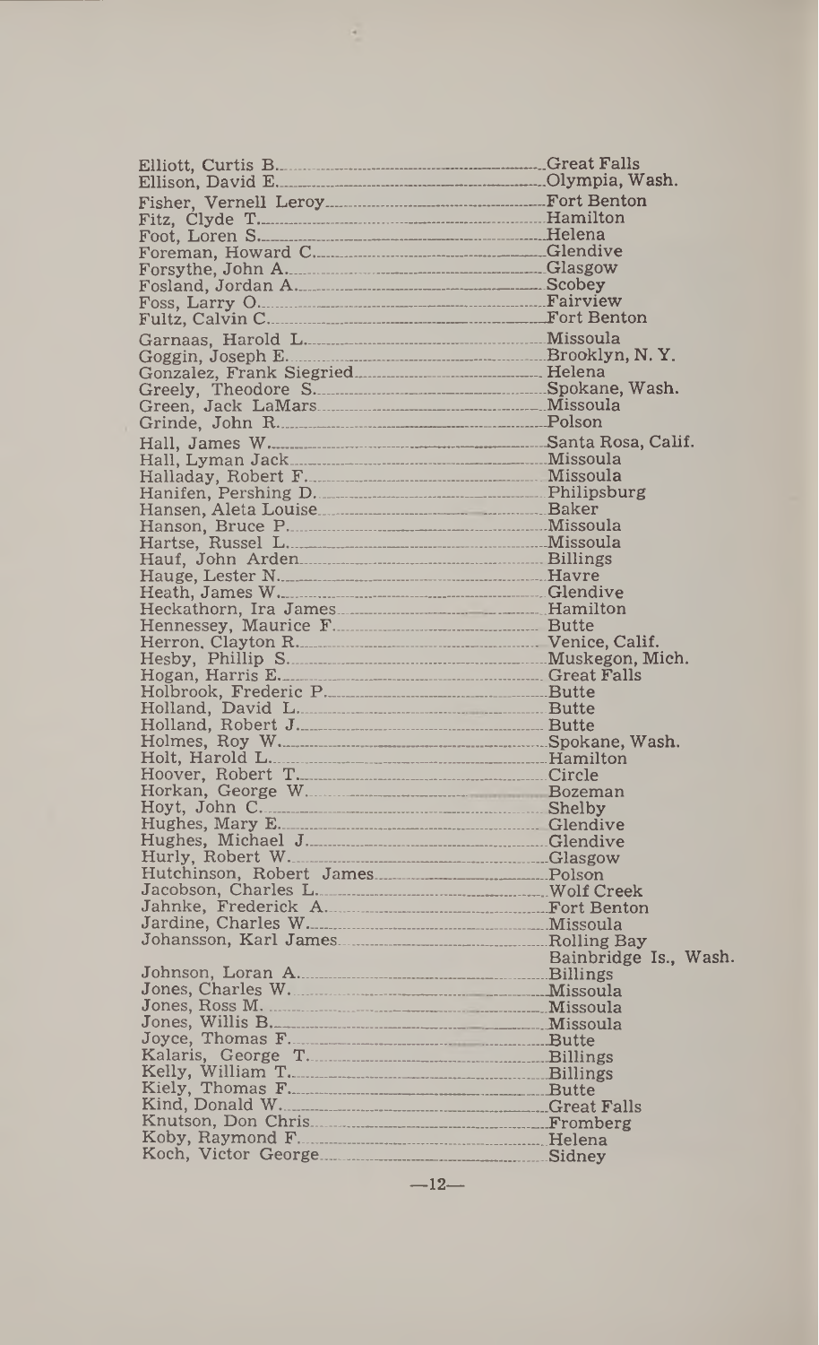| | |
|---|---|
| Elliott, Curtis B. | Great Falls |
| Ellison, David E. | Olympia, Wash. |
| Fisher, Vernell Leroy | Fort Benton |
| Fitz, Clyde T. | Hamilton |
| Foot, Loren S. | Helena |
| Foreman, Howard C. | Glendive |
| Forsythe, John A. | Glasgow |
| Fosland, Jordan A. | Scobey |
| Foss, Larry O. | Fairview |
| Fultz, Calvin C. | Fort Benton |
| Garnaas, Harold L. | Missoula |
| Goggin, Joseph E. | Brooklyn, N. Y. |
| Gonzalez, Frank Siegried | Helena |
| Greely, Theodore S. | Spokane, Wash. |
| Green, Jack LaMars | Missoula |
| Grinde, John R. | Polson |
| Hall, James W. | Santa Rosa, Calif. |
| Hall, Lyman Jack | Missoula |
| Halladay, Robert F. | Missoula |
| Hanifen, Pershing D. | Philipsburg |
| Hansen, Aleta Louise | Baker |
| Hanson, Bruce P. | Missoula |
| Hartse, Russel L. | Missoula |
| Hauf, John Arden | Billings |
| Hauge, Lester N. | Havre |
| Heath, James W. | Glendive |
| Heckathorn, Ira James | Hamilton |
| Hennessey, Maurice F. | Butte |
| Herron, Clayton R. | Venice, Calif. |
| Hesby, Phillip S. | Muskegon, Mich. |
| Hogan, Harris E. | Great Falls |
| Holbrook, Frederic P. | Butte |
| Holland, David L. | Butte |
| Holland, Robert J. | Butte |
| Holmes, Roy W. | Spokane, Wash. |
| Holt, Harold L. | Hamilton |
| Hoover, Robert T. | Circle |
| Horkan, George W. | Bozeman |
| Hoyt, John C. | Shelby |
| Hughes, Mary E. | Glendive |
| Hughes, Michael J. | Glendive |
| Hurly, Robert W. | Glasgow |
| Hutchinson, Robert James | Polson |
| Jacobson, Charles L. | Wolf Creek |
| Jahnke, Frederick A. | Fort Benton |
| Jardine, Charles W. | Missoula |
| Johansson, Karl James | Rolling Bay Bainbridge Is., Wash. |
| Johnson, Loran A. | Billings |
| Jones, Charles W. | Missoula |
| Jones, Ross M. | Missoula |
| Jones, Willis B. | Missoula |
| Joyce, Thomas F. | Butte |
| Kalaris, George T. | Billings |
| Kelly, William T. | Billings |
| Kiely, Thomas F. | Butte |
| Kind, Donald W. | Great Falls |
| Knutson, Don Chris | Fromberg |
| Koby, Raymond F. | Helena |
| Koch, Victor George | Sidney |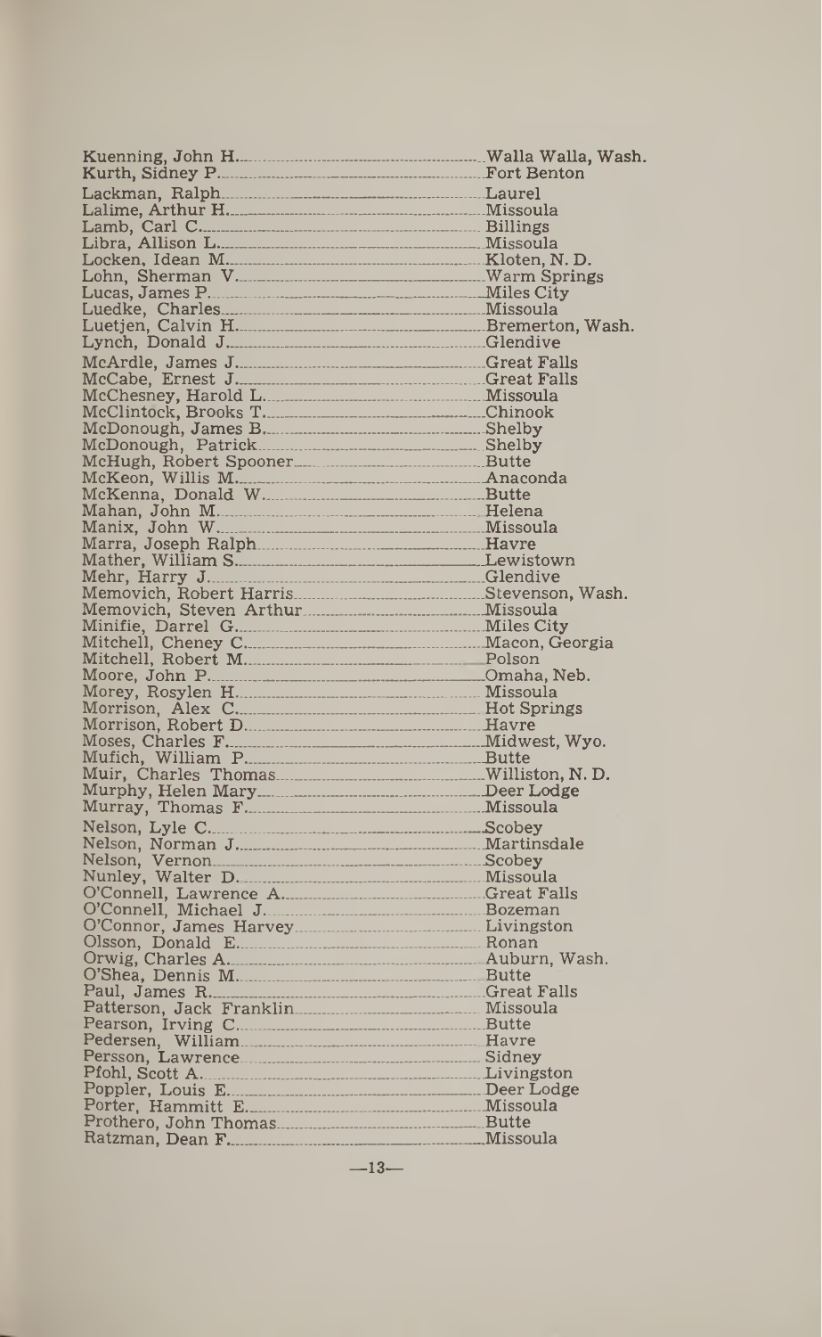| Name | Hometown |
|---|---|
| Kuenning, John H. | Walla Walla, Wash. |
| Kurth, Sidney P. | Fort Benton |
| Lackman, Ralph | Laurel |
| Lalime, Arthur H. | Missoula |
| Lamb, Carl C. | Billings |
| Libra, Allison L. | Missoula |
| Locken, Idean M. | Kloten, N. D. |
| Lohn, Sherman V. | Warm Springs |
| Lucas, James P. | Miles City |
| Luedke, Charles | Missoula |
| Luetjen, Calvin H. | Bremerton, Wash. |
| Lynch, Donald J. | Glendive |
| McArdle, James J. | Great Falls |
| McCabe, Ernest J. | Great Falls |
| McChesney, Harold L. | Missoula |
| McClintock, Brooks T. | Chinook |
| McDonough, James B. | Shelby |
| McDonough, Patrick | Shelby |
| McHugh, Robert Spooner | Butte |
| McKeon, Willis M. | Anaconda |
| McKenna, Donald W. | Butte |
| Mahan, John M. | Helena |
| Manix, John W. | Missoula |
| Marra, Joseph Ralph | Havre |
| Mather, William S. | Lewistown |
| Mehr, Harry J. | Glendive |
| Memovich, Robert Harris | Stevenson, Wash. |
| Memovich, Steven Arthur | Missoula |
| Minifie, Darrel G. | Miles City |
| Mitchell, Cheney C. | Macon, Georgia |
| Mitchell, Robert M. | Polson |
| Moore, John P. | Omaha, Neb. |
| Morey, Rosylen H. | Missoula |
| Morrison, Alex C. | Hot Springs |
| Morrison, Robert D. | Havre |
| Moses, Charles F. | Midwest, Wyo. |
| Mufich, William P. | Butte |
| Muir, Charles Thomas | Williston, N. D. |
| Murphy, Helen Mary | Deer Lodge |
| Murray, Thomas F. | Missoula |
| Nelson, Lyle C. | Scobey |
| Nelson, Norman J. | Martinsdale |
| Nelson, Vernon | Scobey |
| Nunley, Walter D. | Missoula |
| O'Connell, Lawrence A. | Great Falls |
| O'Connell, Michael J. | Bozeman |
| O'Connor, James Harvey | Livingston |
| Olsson, Donald E. | Ronan |
| Orwig, Charles A. | Auburn, Wash. |
| O'Shea, Dennis M. | Butte |
| Paul, James R. | Great Falls |
| Patterson, Jack Franklin | Missoula |
| Pearson, Irving C. | Butte |
| Pedersen, William | Havre |
| Persson, Lawrence | Sidney |
| Pfohl, Scott A. | Livingston |
| Poppler, Louis E. | Deer Lodge |
| Porter, Hammitt E. | Missoula |
| Prothero, John Thomas | Butte |
| Ratzman, Dean F. | Missoula |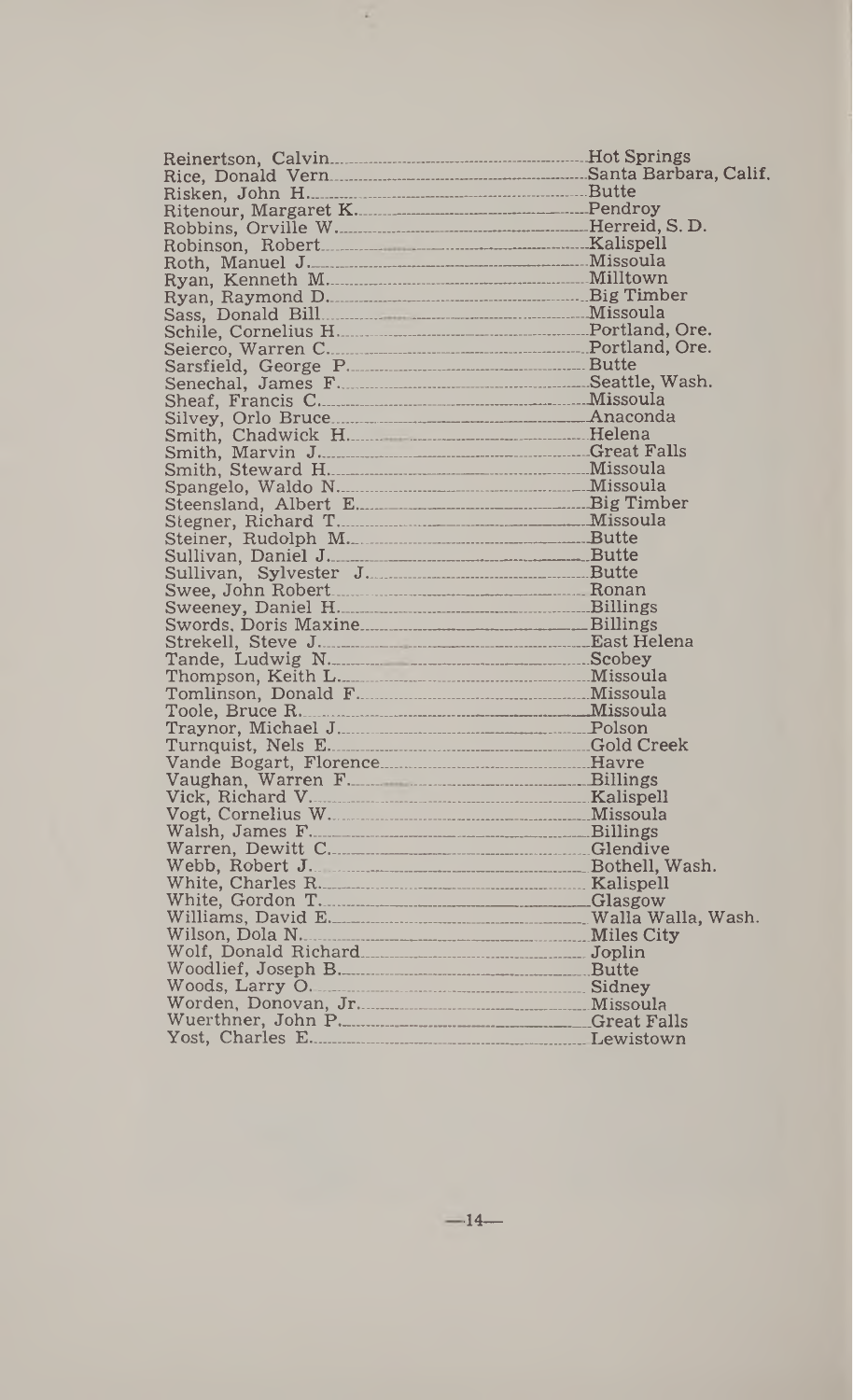| | |
|---|---|
| Reinertson, Calvin | Hot Springs |
| Rice, Donald Vern | Santa Barbara, Calif. |
| Risken, John H. | Butte |
| Ritenour, Margaret K. | Pendroy |
| Robbins, Orville W. | Herreid, S. D. |
| Robinson, Robert | Kalispell |
| Roth, Manuel J. | Missoula |
| Ryan, Kenneth M. | Milltown |
| Ryan, Raymond D. | Big Timber |
| Sass, Donald Bill | Missoula |
| Schile, Cornelius H. | Portland, Ore. |
| Seierco, Warren C. | Portland, Ore. |
| Sarsfield, George P. | Butte |
| Senechal, James F. | Seattle, Wash. |
| Sheaf, Francis C. | Missoula |
| Silvey, Orlo Bruce | Anaconda |
| Smith, Chadwick H. | Helena |
| Smith, Marvin J. | Great Falls |
| Smith, Steward H. | Missoula |
| Spangelo, Waldo N. | Missoula |
| Steensland, Albert E. | Big Timber |
| Stegner, Richard T. | Missoula |
| Steiner, Rudolph M. | Butte |
| Sullivan, Daniel J. | Butte |
| Sullivan, Sylvester J. | Butte |
| Swee, John Robert | Ronan |
| Sweeney, Daniel H. | Billings |
| Swords, Doris Maxine | Billings |
| Strekell, Steve J. | East Helena |
| Tande, Ludwig N. | Scobey |
| Thompson, Keith L. | Missoula |
| Tomlinson, Donald F. | Missoula |
| Toole, Bruce R. | Missoula |
| Traynor, Michael J. | Polson |
| Turnquist, Nels E. | Gold Creek |
| Vande Bogart, Florence | Havre |
| Vaughan, Warren F. | Billings |
| Vick, Richard V. | Kalispell |
| Vogt, Cornelius W. | Missoula |
| Walsh, James F. | Billings |
| Warren, Dewitt C. | Glendive |
| Webb, Robert J. | Bothell, Wash. |
| White, Charles R. | Kalispell |
| White, Gordon T. | Glasgow |
| Williams, David E. | Walla Walla, Wash. |
| Wilson, Dola N. | Miles City |
| Wolf, Donald Richard | Joplin |
| Woodlief, Joseph B. | Butte |
| Woods, Larry O. | Sidney |
| Worden, Donovan, Jr. | Missoula |
| Wuerthner, John P. | Great Falls |
| Yost, Charles E. | Lewistown |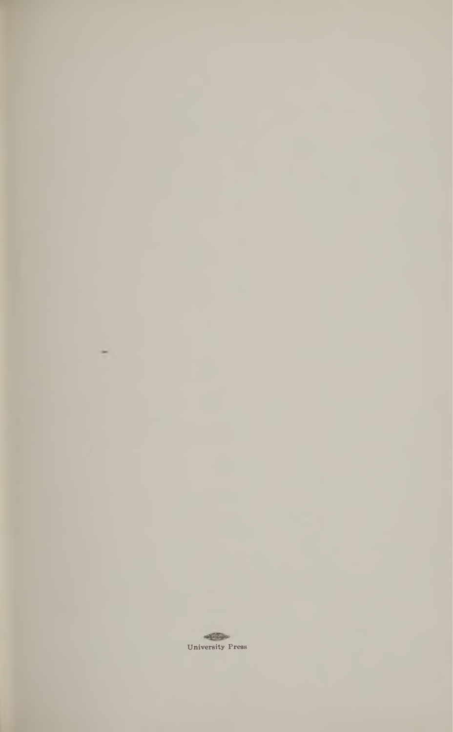University Press